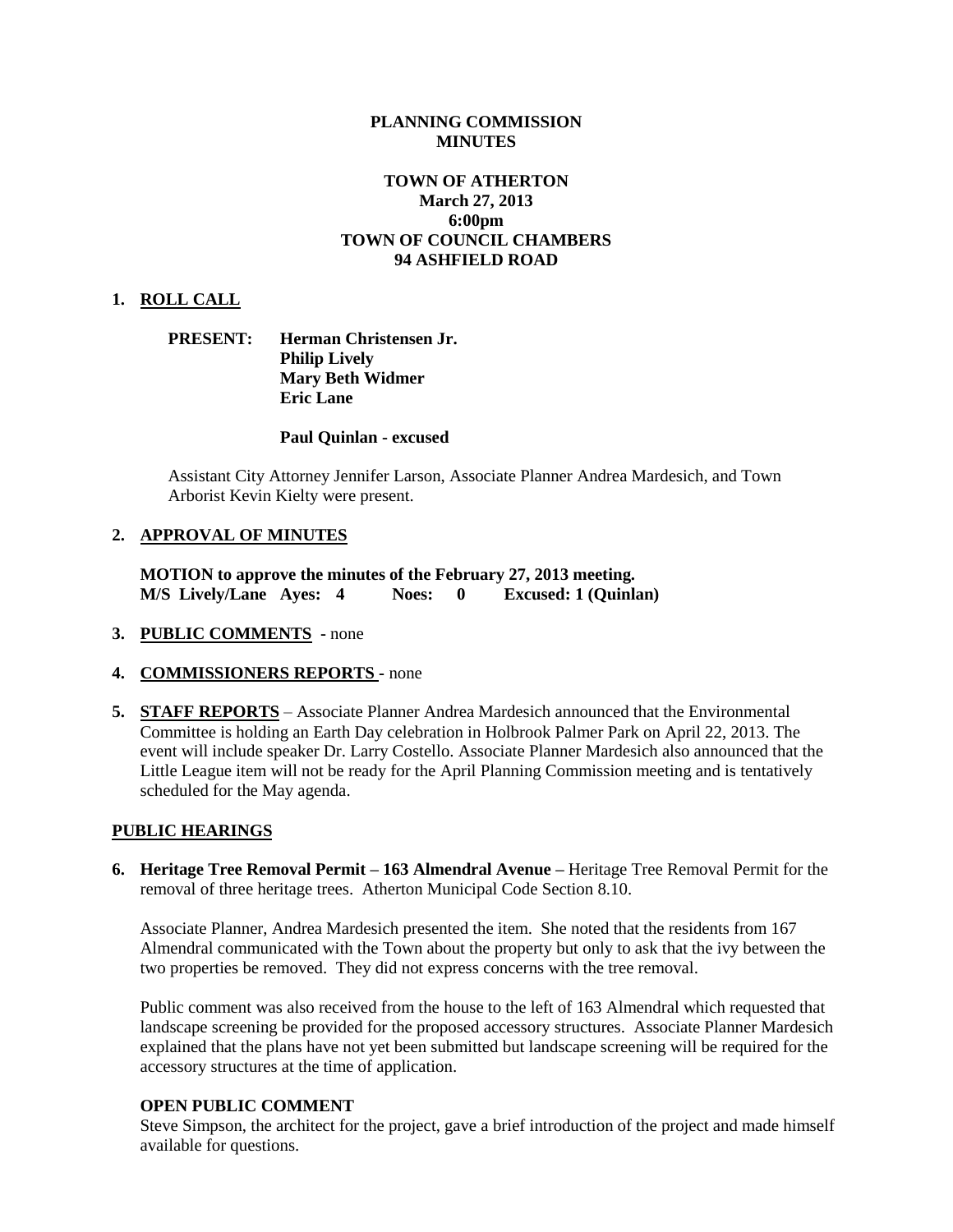**PLANNING COMMISSION MINUTES**

**TOWN OF ATHERTON**
**March 27, 2013**
**6:00pm**
**TOWN OF COUNCIL CHAMBERS**
**94 ASHFIELD ROAD**

**1. ROLL CALL**

**PRESENT: Herman Christensen Jr.**
**Philip Lively**
**Mary Beth Widmer**
**Eric Lane**

**Paul Quinlan - excused**

Assistant City Attorney Jennifer Larson, Associate Planner Andrea Mardesich, and Town Arborist Kevin Kielty were present.

**2. APPROVAL OF MINUTES**

**MOTION to approve the minutes of the February 27, 2013 meeting.**
**M/S Lively/Lane Ayes: 4 Noes: 0 Excused: 1 (Quinlan)**

**3. PUBLIC COMMENTS -** none

**4. COMMISSIONERS REPORTS -** none

**5. STAFF REPORTS** – Associate Planner Andrea Mardesich announced that the Environmental Committee is holding an Earth Day celebration in Holbrook Palmer Park on April 22, 2013. The event will include speaker Dr. Larry Costello. Associate Planner Mardesich also announced that the Little League item will not be ready for the April Planning Commission meeting and is tentatively scheduled for the May agenda.

**PUBLIC HEARINGS**

**6. Heritage Tree Removal Permit – 163 Almendral Avenue –** Heritage Tree Removal Permit for the removal of three heritage trees. Atherton Municipal Code Section 8.10.

Associate Planner, Andrea Mardesich presented the item. She noted that the residents from 167 Almendral communicated with the Town about the property but only to ask that the ivy between the two properties be removed. They did not express concerns with the tree removal.

Public comment was also received from the house to the left of 163 Almendral which requested that landscape screening be provided for the proposed accessory structures. Associate Planner Mardesich explained that the plans have not yet been submitted but landscape screening will be required for the accessory structures at the time of application.

**OPEN PUBLIC COMMENT**
Steve Simpson, the architect for the project, gave a brief introduction of the project and made himself available for questions.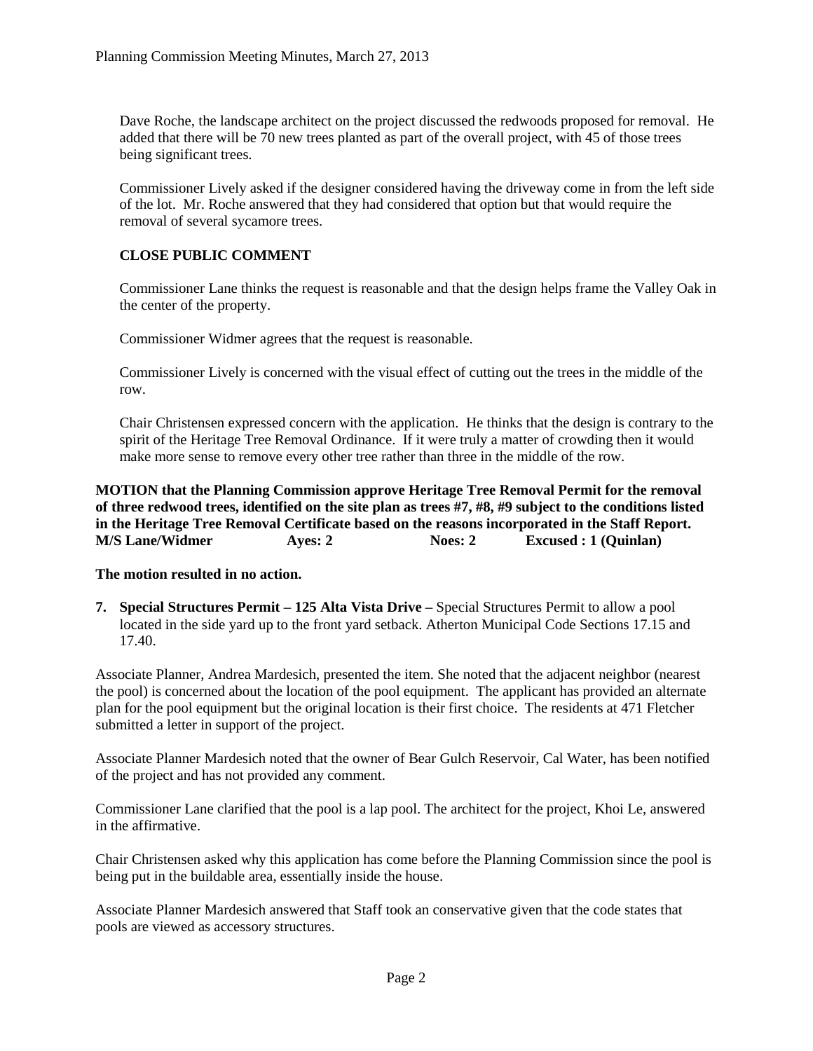Dave Roche, the landscape architect on the project discussed the redwoods proposed for removal. He added that there will be 70 new trees planted as part of the overall project, with 45 of those trees being significant trees.

Commissioner Lively asked if the designer considered having the driveway come in from the left side of the lot. Mr. Roche answered that they had considered that option but that would require the removal of several sycamore trees.

**CLOSE PUBLIC COMMENT**

Commissioner Lane thinks the request is reasonable and that the design helps frame the Valley Oak in the center of the property.

Commissioner Widmer agrees that the request is reasonable.

Commissioner Lively is concerned with the visual effect of cutting out the trees in the middle of the row.

Chair Christensen expressed concern with the application. He thinks that the design is contrary to the spirit of the Heritage Tree Removal Ordinance. If it were truly a matter of crowding then it would make more sense to remove every other tree rather than three in the middle of the row.

**MOTION that the Planning Commission approve Heritage Tree Removal Permit for the removal of three redwood trees, identified on the site plan as trees #7, #8, #9 subject to the conditions listed in the Heritage Tree Removal Certificate based on the reasons incorporated in the Staff Report.**
**M/S Lane/Widmer Ayes: 2 Noes: 2 Excused : 1 (Quinlan)**

**The motion resulted in no action.**

7. **Special Structures Permit – 125 Alta Vista Drive –** Special Structures Permit to allow a pool located in the side yard up to the front yard setback. Atherton Municipal Code Sections 17.15 and 17.40.

Associate Planner, Andrea Mardesich, presented the item. She noted that the adjacent neighbor (nearest the pool) is concerned about the location of the pool equipment. The applicant has provided an alternate plan for the pool equipment but the original location is their first choice. The residents at 471 Fletcher submitted a letter in support of the project.

Associate Planner Mardesich noted that the owner of Bear Gulch Reservoir, Cal Water, has been notified of the project and has not provided any comment.

Commissioner Lane clarified that the pool is a lap pool. The architect for the project, Khoi Le, answered in the affirmative.

Chair Christensen asked why this application has come before the Planning Commission since the pool is being put in the buildable area, essentially inside the house.

Associate Planner Mardesich answered that Staff took an conservative given that the code states that pools are viewed as accessory structures.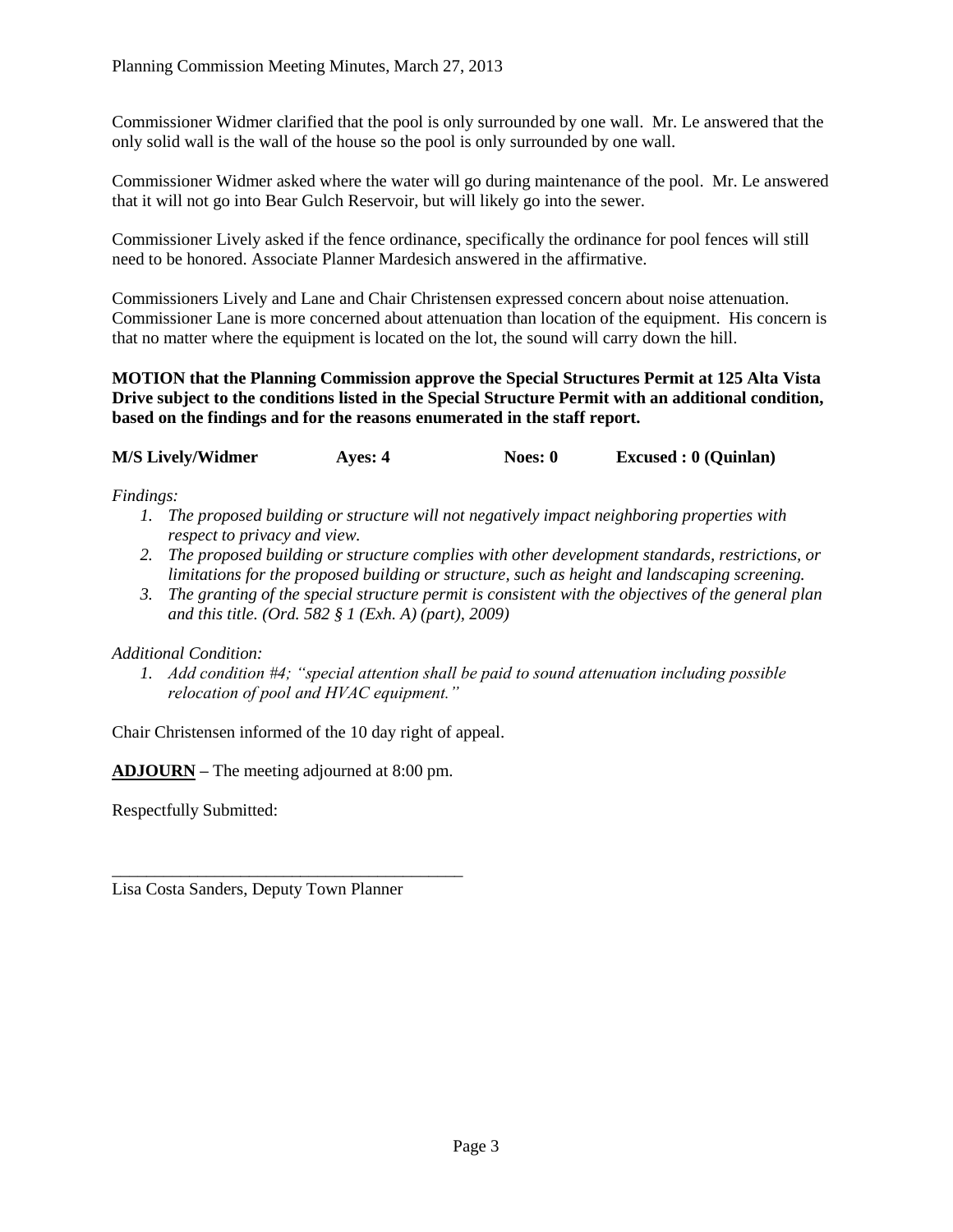Commissioner Widmer clarified that the pool is only surrounded by one wall. Mr. Le answered that the only solid wall is the wall of the house so the pool is only surrounded by one wall.

Commissioner Widmer asked where the water will go during maintenance of the pool. Mr. Le answered that it will not go into Bear Gulch Reservoir, but will likely go into the sewer.

Commissioner Lively asked if the fence ordinance, specifically the ordinance for pool fences will still need to be honored. Associate Planner Mardesich answered in the affirmative.

Commissioners Lively and Lane and Chair Christensen expressed concern about noise attenuation. Commissioner Lane is more concerned about attenuation than location of the equipment. His concern is that no matter where the equipment is located on the lot, the sound will carry down the hill.

**MOTION that the Planning Commission approve the Special Structures Permit at 125 Alta Vista Drive subject to the conditions listed in the Special Structure Permit with an additional condition, based on the findings and for the reasons enumerated in the staff report.**

| | | | |
|---|---|---|---|
| **M/S Lively/Widmer** | **Ayes: 4** | **Noes: 0** | **Excused : 0 (Quinlan)** |

*Findings:*

1. *The proposed building or structure will not negatively impact neighboring properties with respect to privacy and view.*
2. *The proposed building or structure complies with other development standards, restrictions, or limitations for the proposed building or structure, such as height and landscaping screening.*
3. *The granting of the special structure permit is consistent with the objectives of the general plan and this title. (Ord. 582 § 1 (Exh. A) (part), 2009)*

*Additional Condition:*

1. *Add condition #4; "special attention shall be paid to sound attenuation including possible relocation of pool and HVAC equipment."*

Chair Christensen informed of the 10 day right of appeal.

**ADJOURN** – The meeting adjourned at 8:00 pm.

Respectfully Submitted:

\_\_\_\_\_\_\_\_\_\_\_\_\_\_\_\_\_\_\_\_\_\_\_\_\_\_\_\_\_\_\_\_\_\_\_\_\_\_\_\_\_\_

Lisa Costa Sanders, Deputy Town Planner